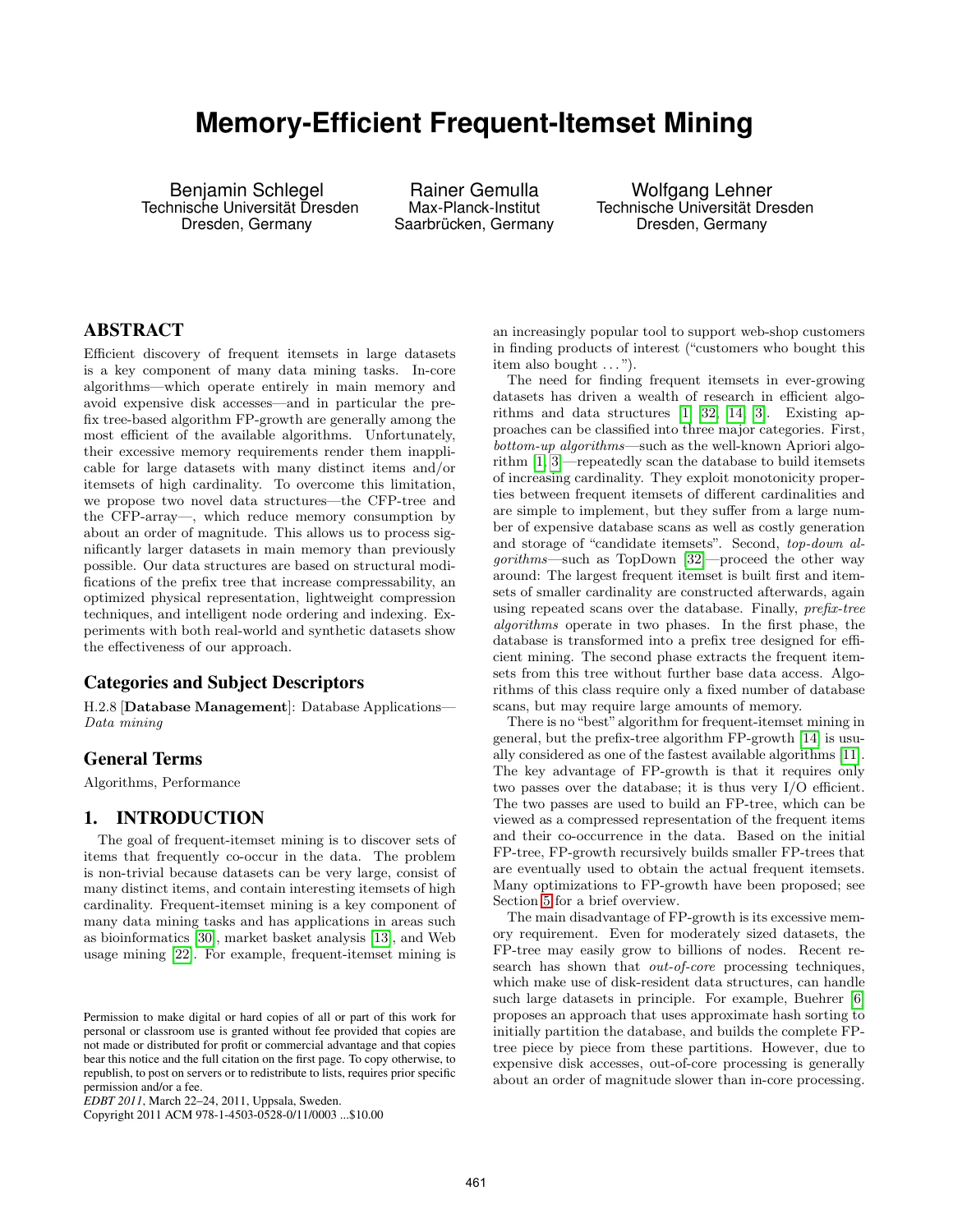# Memory-Efficient Frequent-Itemset Mining

Benjamin Schlegel
Technische Universität Dresden
Dresden, Germany

Rainer Gemulla
Max-Planck-Institut
Saarbrücken, Germany

Wolfgang Lehner
Technische Universität Dresden
Dresden, Germany

## ABSTRACT

Efficient discovery of frequent itemsets in large datasets is a key component of many data mining tasks. In-core algorithms—which operate entirely in main memory and avoid expensive disk accesses—and in particular the prefix tree-based algorithm FP-growth are generally among the most efficient of the available algorithms. Unfortunately, their excessive memory requirements render them inapplicable for large datasets with many distinct items and/or itemsets of high cardinality. To overcome this limitation, we propose two novel data structures—the CFP-tree and the CFP-array—, which reduce memory consumption by about an order of magnitude. This allows us to process significantly larger datasets in main memory than previously possible. Our data structures are based on structural modifications of the prefix tree that increase compressability, an optimized physical representation, lightweight compression techniques, and intelligent node ordering and indexing. Experiments with both real-world and synthetic datasets show the effectiveness of our approach.

### Categories and Subject Descriptors

H.2.8 [**Database Management**]: Database Applications—*Data mining*

### General Terms

Algorithms, Performance

## 1. INTRODUCTION

The goal of frequent-itemset mining is to discover sets of items that frequently co-occur in the data. The problem is non-trivial because datasets can be very large, consist of many distinct items, and contain interesting itemsets of high cardinality. Frequent-itemset mining is a key component of many data mining tasks and has applications in areas such as bioinformatics [30], market basket analysis [13], and Web usage mining [22]. For example, frequent-itemset mining is an increasingly popular tool to support web-shop customers in finding products of interest ("customers who bought this item also bought ...").

The need for finding frequent itemsets in ever-growing datasets has driven a wealth of research in efficient algorithms and data structures [1, 32, 14, 3]. Existing approaches can be classified into three major categories. First, *bottom-up algorithms*—such as the well-known Apriori algorithm [1, 3]—repeatedly scan the database to build itemsets of increasing cardinality. They exploit monotonicity properties between frequent itemsets of different cardinalities and are simple to implement, but they suffer from a large number of expensive database scans as well as costly generation and storage of "candidate itemsets". Second, *top-down algorithms*—such as TopDown [32]—proceed the other way around: The largest frequent itemset is built first and itemsets of smaller cardinality are constructed afterwards, again using repeated scans over the database. Finally, *prefix-tree algorithms* operate in two phases. In the first phase, the database is transformed into a prefix tree designed for efficient mining. The second phase extracts the frequent itemsets from this tree without further base data access. Algorithms of this class require only a fixed number of database scans, but may require large amounts of memory.

There is no "best" algorithm for frequent-itemset mining in general, but the prefix-tree algorithm FP-growth [14] is usually considered as one of the fastest available algorithms [11]. The key advantage of FP-growth is that it requires only two passes over the database; it is thus very I/O efficient. The two passes are used to build an FP-tree, which can be viewed as a compressed representation of the frequent items and their co-occurrence in the data. Based on the initial FP-tree, FP-growth recursively builds smaller FP-trees that are eventually used to obtain the actual frequent itemsets. Many optimizations to FP-growth have been proposed; see Section 5 for a brief overview.

The main disadvantage of FP-growth is its excessive memory requirement. Even for moderately sized datasets, the FP-tree may easily grow to billions of nodes. Recent research has shown that *out-of-core* processing techniques, which make use of disk-resident data structures, can handle such large datasets in principle. For example, Buehrer [6] proposes an approach that uses approximate hash sorting to initially partition the database, and builds the complete FP-tree piece by piece from these partitions. However, due to expensive disk accesses, out-of-core processing is generally about an order of magnitude slower than in-core processing.

Permission to make digital or hard copies of all or part of this work for personal or classroom use is granted without fee provided that copies are not made or distributed for profit or commercial advantage and that copies bear this notice and the full citation on the first page. To copy otherwise, to republish, to post on servers or to redistribute to lists, requires prior specific permission and/or a fee.
*EDBT 2011*, March 22–24, 2011, Uppsala, Sweden.
Copyright 2011 ACM 978-1-4503-0528-0/11/0003 ...$10.00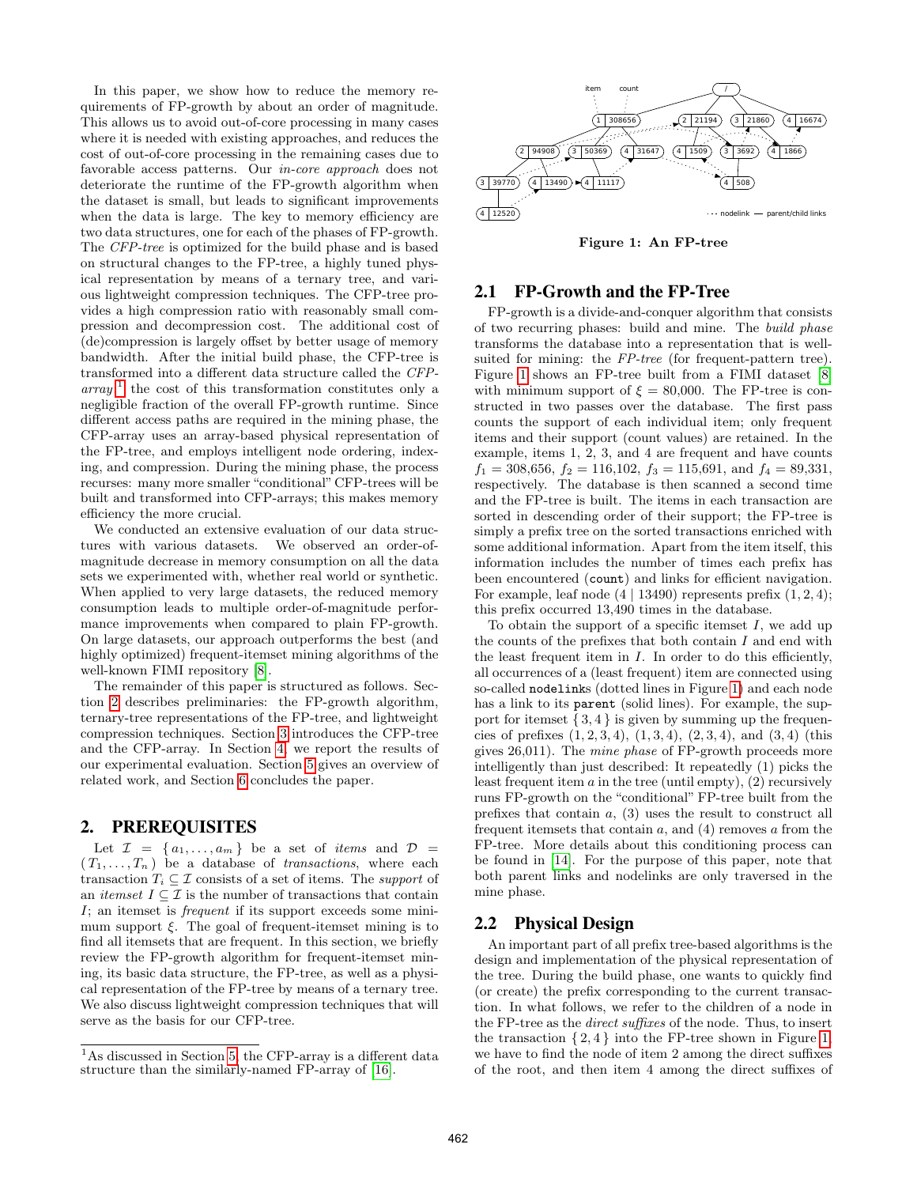In this paper, we show how to reduce the memory requirements of FP-growth by about an order of magnitude. This allows us to avoid out-of-core processing in many cases where it is needed with existing approaches, and reduces the cost of out-of-core processing in the remaining cases due to favorable access patterns. Our *in-core approach* does not deteriorate the runtime of the FP-growth algorithm when the dataset is small, but leads to significant improvements when the data is large. The key to memory efficiency are two data structures, one for each of the phases of FP-growth. The *CFP-tree* is optimized for the build phase and is based on structural changes to the FP-tree, a highly tuned physical representation by means of a ternary tree, and various lightweight compression techniques. The CFP-tree provides a high compression ratio with reasonably small compression and decompression cost. The additional cost of (de)compression is largely offset by better usage of memory bandwidth. After the initial build phase, the CFP-tree is transformed into a different data structure called the *CFP-array*;[1] the cost of this transformation constitutes only a negligible fraction of the overall FP-growth runtime. Since different access paths are required in the mining phase, the CFP-array uses an array-based physical representation of the FP-tree, and employs intelligent node ordering, indexing, and compression. During the mining phase, the process recurses: many more smaller "conditional" CFP-trees will be built and transformed into CFP-arrays; this makes memory efficiency the more crucial.

We conducted an extensive evaluation of our data structures with various datasets. We observed an order-of-magnitude decrease in memory consumption on all the data sets we experimented with, whether real world or synthetic. When applied to very large datasets, the reduced memory consumption leads to multiple order-of-magnitude performance improvements when compared to plain FP-growth. On large datasets, our approach outperforms the best (and highly optimized) frequent-itemset mining algorithms of the well-known FIMI repository [8].

The remainder of this paper is structured as follows. Section 2 describes preliminaries: the FP-growth algorithm, ternary-tree representations of the FP-tree, and lightweight compression techniques. Section 3 introduces the CFP-tree and the CFP-array. In Section 4, we report the results of our experimental evaluation. Section 5 gives an overview of related work, and Section 6 concludes the paper.

## 2. PREREQUISITES

Let $\mathcal{I} = \{ a_1, \ldots, a_m \}$ be a set of *items* and $\mathcal{D} = ( T_1, \ldots, T_n )$ be a database of *transactions*, where each transaction $T_i \subseteq \mathcal{I}$ consists of a set of items. The *support* of an *itemset* $I \subseteq \mathcal{I}$ is the number of transactions that contain $I$; an itemset is *frequent* if its support exceeds some minimum support $\xi$. The goal of frequent-itemset mining is to find all itemsets that are frequent. In this section, we briefly review the FP-growth algorithm for frequent-itemset mining, its basic data structure, the FP-tree, as well as a physical representation of the FP-tree by means of a ternary tree. We also discuss lightweight compression techniques that will serve as the basis for our CFP-tree.

[1] As discussed in Section 5, the CFP-array is a different data structure than the similarly-named FP-array of [16].

**Figure 1: An FP-tree**

### 2.1 FP-Growth and the FP-Tree

FP-growth is a divide-and-conquer algorithm that consists of two recurring phases: build and mine. The *build phase* transforms the database into a representation that is well-suited for mining: the *FP-tree* (for frequent-pattern tree). Figure 1 shows an FP-tree built from a FIMI dataset [8] with minimum support of $\xi = 80{,}000$. The FP-tree is constructed in two passes over the database. The first pass counts the support of each individual item; only frequent items and their support (count values) are retained. In the example, items 1, 2, 3, and 4 are frequent and have counts $f_1 = 308{,}656$, $f_2 = 116{,}102$, $f_3 = 115{,}691$, and $f_4 = 89{,}331$, respectively. The database is then scanned a second time and the FP-tree is built. The items in each transaction are sorted in descending order of their support; the FP-tree is simply a prefix tree on the sorted transactions enriched with some additional information. Apart from the item itself, this information includes the number of times each prefix has been encountered (`count`) and links for efficient navigation. For example, leaf node (4 | 13490) represents prefix $(1, 2, 4)$; this prefix occurred 13,490 times in the database.

To obtain the support of a specific itemset $I$, we add up the counts of the prefixes that both contain $I$ and end with the least frequent item in $I$. In order to do this efficiently, all occurrences of a (least frequent) item are connected using so-called `nodelinks` (dotted lines in Figure 1) and each node has a link to its `parent` (solid lines). For example, the support for itemset $\{ 3, 4 \}$ is given by summing up the frequencies of prefixes $(1, 2, 3, 4)$, $(1, 3, 4)$, $(2, 3, 4)$, and $(3, 4)$ (this gives 26,011). The *mine phase* of FP-growth proceeds more intelligently than just described: It repeatedly (1) picks the least frequent item $a$ in the tree (until empty), (2) recursively runs FP-growth on the "conditional" FP-tree built from the prefixes that contain $a$, (3) uses the result to construct all frequent itemsets that contain $a$, and (4) removes $a$ from the FP-tree. More details about this conditioning process can be found in [14]. For the purpose of this paper, note that both parent links and nodelinks are only traversed in the mine phase.

### 2.2 Physical Design

An important part of all prefix tree-based algorithms is the design and implementation of the physical representation of the tree. During the build phase, one wants to quickly find (or create) the prefix corresponding to the current transaction. In what follows, we refer to the children of a node in the FP-tree as the *direct suffixes* of the node. Thus, to insert the transaction $\{ 2, 4 \}$ into the FP-tree shown in Figure 1, we have to find the node of item 2 among the direct suffixes of the root, and then item 4 among the direct suffixes of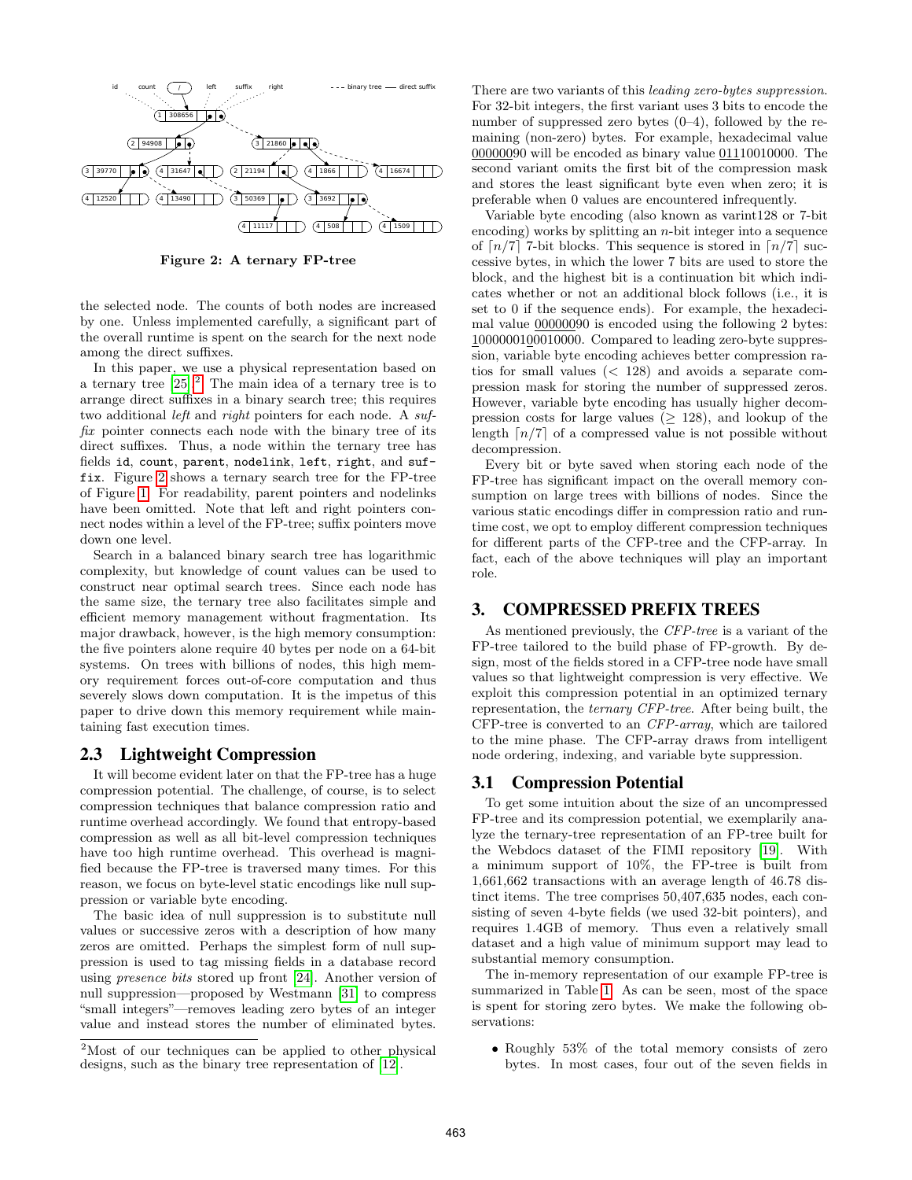id count / left suffix right

- - - binary tree — direct suffix

1 308656

2 94908

3 21860

3 39770

4 31647

2 21194

4 1866

4 16674

4 12520

4 13490

3 50369

3 3692

4 11117

4 508

4 1509

**Figure 2: A ternary FP-tree**

the selected node. The counts of both nodes are increased by one. Unless implemented carefully, a significant part of the overall runtime is spent on the search for the next node among the direct suffixes.

In this paper, we use a physical representation based on a ternary tree [25].[2] The main idea of a ternary tree is to arrange direct suffixes in a binary search tree; this requires two additional *left* and *right* pointers for each node. A *suffix* pointer connects each node with the binary tree of its direct suffixes. Thus, a node within the ternary tree has fields `id`, `count`, `parent`, `nodelink`, `left`, `right`, and `suffix`. Figure 2 shows a ternary search tree for the FP-tree of Figure 1. For readability, parent pointers and nodelinks have been omitted. Note that left and right pointers connect nodes within a level of the FP-tree; suffix pointers move down one level.

Search in a balanced binary search tree has logarithmic complexity, but knowledge of count values can be used to construct near optimal search trees. Since each node has the same size, the ternary tree also facilitates simple and efficient memory management without fragmentation. Its major drawback, however, is the high memory consumption: the five pointers alone require 40 bytes per node on a 64-bit systems. On trees with billions of nodes, this high memory requirement forces out-of-core computation and thus severely slows down computation. It is the impetus of this paper to drive down this memory requirement while maintaining fast execution times.

## 2.3 Lightweight Compression

It will become evident later on that the FP-tree has a huge compression potential. The challenge, of course, is to select compression techniques that balance compression ratio and runtime overhead accordingly. We found that entropy-based compression as well as all bit-level compression techniques have too high runtime overhead. This overhead is magnified because the FP-tree is traversed many times. For this reason, we focus on byte-level static encodings like null suppression or variable byte encoding.

The basic idea of null suppression is to substitute null values or successive zeros with a description of how many zeros are omitted. Perhaps the simplest form of null suppression is used to tag missing fields in a database record using *presence bits* stored up front [24]. Another version of null suppression—proposed by Westmann [31] to compress "small integers"—removes leading zero bytes of an integer value and instead stores the number of eliminated bytes.

[2] Most of our techniques can be applied to other physical designs, such as the binary tree representation of [12].

There are two variants of this *leading zero-bytes suppression*. For 32-bit integers, the first variant uses 3 bits to encode the number of suppressed zero bytes (0–4), followed by the remaining (non-zero) bytes. For example, hexadecimal value 00000090 will be encoded as binary value 01110010000. The second variant omits the first bit of the compression mask and stores the least significant byte even when zero; it is preferable when 0 values are encountered infrequently.

Variable byte encoding (also known as varint128 or 7-bit encoding) works by splitting an $n$-bit integer into a sequence of $\lceil n/7 \rceil$ 7-bit blocks. This sequence is stored in $\lceil n/7 \rceil$ successive bytes, in which the lower 7 bits are used to store the block, and the highest bit is a continuation bit which indicates whether or not an additional block follows (i.e., it is set to 0 if the sequence ends). For example, the hexadecimal value 00000090 is encoded using the following 2 bytes: 1000000100010000. Compared to leading zero-byte suppression, variable byte encoding achieves better compression ratios for small values (< 128) and avoids a separate compression mask for storing the number of suppressed zeros. However, variable byte encoding has usually higher decompression costs for large values (≥ 128), and lookup of the length $\lceil n/7 \rceil$ of a compressed value is not possible without decompression.

Every bit or byte saved when storing each node of the FP-tree has significant impact on the overall memory consumption on large trees with billions of nodes. Since the various static encodings differ in compression ratio and runtime cost, we opt to employ different compression techniques for different parts of the CFP-tree and the CFP-array. In fact, each of the above techniques will play an important role.

## 3. COMPRESSED PREFIX TREES

As mentioned previously, the *CFP-tree* is a variant of the FP-tree tailored to the build phase of FP-growth. By design, most of the fields stored in a CFP-tree node have small values so that lightweight compression is very effective. We exploit this compression potential in an optimized ternary representation, the *ternary CFP-tree*. After being built, the CFP-tree is converted to an *CFP-array*, which are tailored to the mine phase. The CFP-array draws from intelligent node ordering, indexing, and variable byte suppression.

### 3.1 Compression Potential

To get some intuition about the size of an uncompressed FP-tree and its compression potential, we exemplarily analyze the ternary-tree representation of an FP-tree built for the Webdocs dataset of the FIMI repository [19]. With a minimum support of 10%, the FP-tree is built from 1,661,662 transactions with an average length of 46.78 distinct items. The tree comprises 50,407,635 nodes, each consisting of seven 4-byte fields (we used 32-bit pointers), and requires 1.4GB of memory. Thus even a relatively small dataset and a high value of minimum support may lead to substantial memory consumption.

The in-memory representation of our example FP-tree is summarized in Table 1. As can be seen, most of the space is spent for storing zero bytes. We make the following observations:

- Roughly 53% of the total memory consists of zero bytes. In most cases, four out of the seven fields in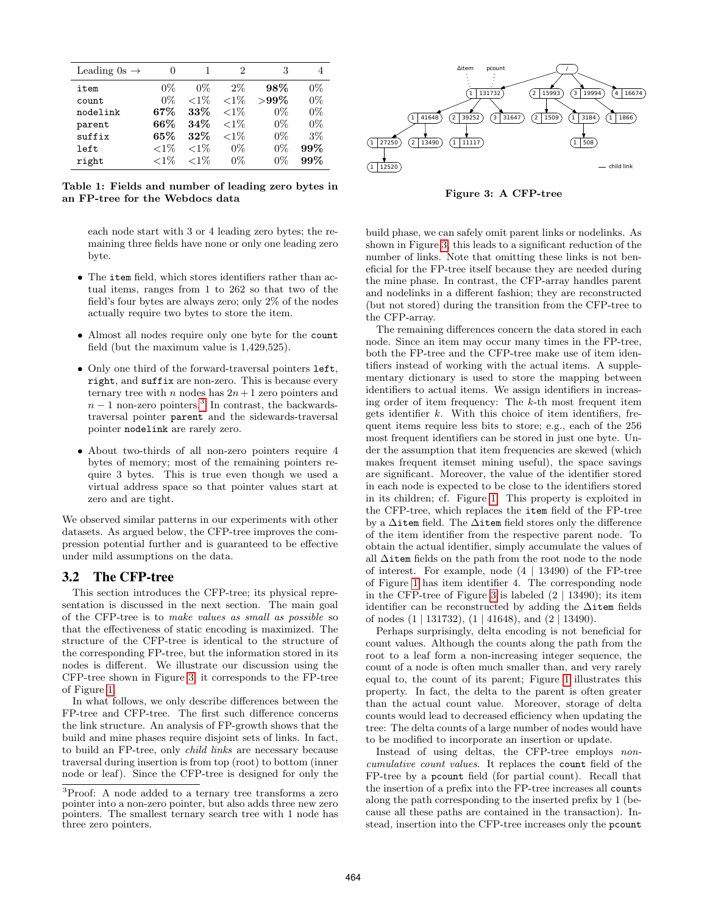| Leading 0s → | 0 | 1 | 2 | 3 | 4 |
|---|---|---|---|---|---|
| item | 0% | 0% | 2% | **98%** | 0% |
| count | 0% | <1% | <1% | **>99%** | 0% |
| nodelink | **67%** | **33%** | <1% | 0% | 0% |
| parent | **66%** | **34%** | <1% | 0% | 0% |
| suffix | **65%** | **32%** | <1% | 0% | 3% |
| left | <1% | <1% | 0% | 0% | **99%** |
| right | <1% | <1% | 0% | 0% | **99%** |

**Table 1: Fields and number of leading zero bytes in an FP-tree for the Webdocs data**

each node start with 3 or 4 leading zero bytes; the remaining three fields have none or only one leading zero byte.

- The `item` field, which stores identifiers rather than actual items, ranges from 1 to 262 so that two of the field's four bytes are always zero; only 2% of the nodes actually require two bytes to store the item.
- Almost all nodes require only one byte for the `count` field (but the maximum value is 1,429,525).
- Only one third of the forward-traversal pointers `left`, `right`, and `suffix` are non-zero. This is because every ternary tree with $n$ nodes has $2n+1$ zero pointers and $n-1$ non-zero pointers.[3] In contrast, the backwards-traversal pointer `parent` and the sidewards-traversal pointer `nodelink` are rarely zero.
- About two-thirds of all non-zero pointers require 4 bytes of memory; most of the remaining pointers require 3 bytes. This is true even though we used a virtual address space so that pointer values start at zero and are tight.

We observed similar patterns in our experiments with other datasets. As argued below, the CFP-tree improves the compression potential further and is guaranteed to be effective under mild assumptions on the data.

## 3.2 The CFP-tree

This section introduces the CFP-tree; its physical representation is discussed in the next section. The main goal of the CFP-tree is to *make values as small as possible* so that the effectiveness of static encoding is maximized. The structure of the CFP-tree is identical to the structure of the corresponding FP-tree, but the information stored in its nodes is different. We illustrate our discussion using the CFP-tree shown in Figure 3; it corresponds to the FP-tree of Figure 1.

In what follows, we only describe differences between the FP-tree and CFP-tree. The first such difference concerns the link structure. An analysis of FP-growth shows that the build and mine phases require disjoint sets of links. In fact, to build an FP-tree, only *child links* are necessary because traversal during insertion is from top (root) to bottom (inner node or leaf). Since the CFP-tree is designed for only the build phase, we can safely omit parent links or nodelinks. As shown in Figure 3, this leads to a significant reduction of the number of links. Note that omitting these links is not beneficial for the FP-tree itself because they are needed during the mine phase. In contrast, the CFP-array handles parent and nodelinks in a different fashion; they are reconstructed (but not stored) during the transition from the CFP-tree to the CFP-array.

[3]Proof: A node added to a ternary tree transforms a zero pointer into a non-zero pointer, but also adds three new zero pointers. The smallest ternary search tree with 1 node has three zero pointers.

**Figure 3: A CFP-tree**

The remaining differences concern the data stored in each node. Since an item may occur many times in the FP-tree, both the FP-tree and the CFP-tree make use of item identifiers instead of working with the actual items. A supplementary dictionary is used to store the mapping between identifiers to actual items. We assign identifiers in increasing order of item frequency: The $k$-th most frequent item gets identifier $k$. With this choice of item identifiers, frequent items require less bits to store; e.g., each of the 256 most frequent identifiers can be stored in just one byte. Under the assumption that item frequencies are skewed (which makes frequent itemset mining useful), the space savings are significant. Moreover, the value of the identifier stored in each node is expected to be close to the identifiers stored in its children; cf. Figure 1. This property is exploited in the CFP-tree, which replaces the `item` field of the FP-tree by a $\Delta$`item` field. The $\Delta$`item` field stores only the difference of the item identifier from the respective parent node. To obtain the actual identifier, simply accumulate the values of all $\Delta$`item` fields on the path from the root node to the node of interest. For example, node (4 | 13490) of the FP-tree of Figure 1 has item identifier 4. The corresponding node in the CFP-tree of Figure 3 is labeled (2 | 13490); its item identifier can be reconstructed by adding the $\Delta$`item` fields of nodes (1 | 131732), (1 | 41648), and (2 | 13490).

Perhaps surprisingly, delta encoding is not beneficial for count values. Although the counts along the path from the root to a leaf form a non-increasing integer sequence, the count of a node is often much smaller than, and very rarely equal to, the count of its parent; Figure 1 illustrates this property. In fact, the delta to the parent is often greater than the actual count value. Moreover, storage of delta counts would lead to decreased efficiency when updating the tree: The delta counts of a large number of nodes would have to be modified to incorporate an insertion or update.

Instead of using deltas, the CFP-tree employs *non-cumulative count values*. It replaces the `count` field of the FP-tree by a `pcount` field (for partial count). Recall that the insertion of a prefix into the FP-tree increases all `counts` along the path corresponding to the inserted prefix by 1 (because all these paths are contained in the transaction). Instead, insertion into the CFP-tree increases only the `pcount`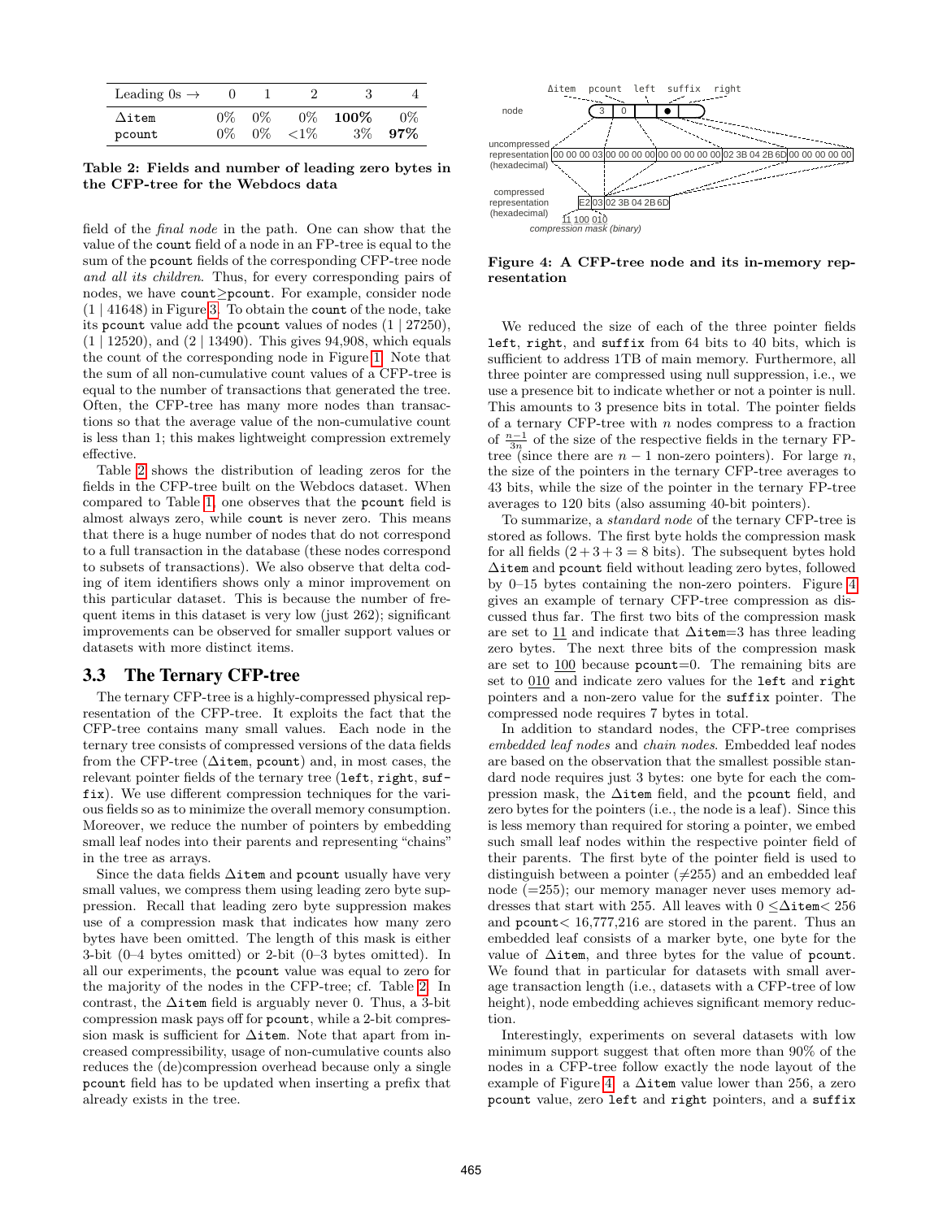| Leading 0s → | 0 | 1 | 2 | 3 | 4 |
|---|---|---|---|---|---|
| Δitem | 0% | 0% | 0% | **100%** | 0% |
| pcount | 0% | 0% | <1% | 3% | **97%** |

**Table 2: Fields and number of leading zero bytes in the CFP-tree for the Webdocs data**

field of the *final node* in the path. One can show that the value of the count field of a node in an FP-tree is equal to the sum of the pcount fields of the corresponding CFP-tree node *and all its children*. Thus, for every corresponding pairs of nodes, we have count≥pcount. For example, consider node (1 | 41648) in Figure 3. To obtain the count of the node, take its pcount value add the pcount values of nodes (1 | 27250), (1 | 12520), and (2 | 13490). This gives 94,908, which equals the count of the corresponding node in Figure 1. Note that the sum of all non-cumulative count values of a CFP-tree is equal to the number of transactions that generated the tree. Often, the CFP-tree has many more nodes than transactions so that the average value of the non-cumulative count is less than 1; this makes lightweight compression extremely effective.

Table 2 shows the distribution of leading zeros for the fields in the CFP-tree built on the Webdocs dataset. When compared to Table 1, one observes that the pcount field is almost always zero, while count is never zero. This means that there is a huge number of nodes that do not correspond to a full transaction in the database (these nodes correspond to subsets of transactions). We also observe that delta coding of item identifiers shows only a minor improvement on this particular dataset. This is because the number of frequent items in this dataset is very low (just 262); significant improvements can be observed for smaller support values or datasets with more distinct items.

### 3.3 The Ternary CFP-tree

The ternary CFP-tree is a highly-compressed physical representation of the CFP-tree. It exploits the fact that the CFP-tree contains many small values. Each node in the ternary tree consists of compressed versions of the data fields from the CFP-tree (Δitem, pcount) and, in most cases, the relevant pointer fields of the ternary tree (left, right, suffix). We use different compression techniques for the various fields so as to minimize the overall memory consumption. Moreover, we reduce the number of pointers by embedding small leaf nodes into their parents and representing "chains" in the tree as arrays.

Since the data fields Δitem and pcount usually have very small values, we compress them using leading zero byte suppression. Recall that leading zero byte suppression makes use of a compression mask that indicates how many zero bytes have been omitted. The length of this mask is either 3-bit (0–4 bytes omitted) or 2-bit (0–3 bytes omitted). In all our experiments, the pcount value was equal to zero for the majority of the nodes in the CFP-tree; cf. Table 2. In contrast, the Δitem field is arguably never 0. Thus, a 3-bit compression mask pays off for pcount, while a 2-bit compression mask is sufficient for Δitem. Note that apart from increased compressibility, usage of non-cumulative counts also reduces the (de)compression overhead because only a single pcount field has to be updated when inserting a prefix that already exists in the tree.

Δitem pcount left suffix right

node: 3 | 0 | | ● |

uncompressed representation (hexadecimal): 00 00 00 03 | 00 00 00 00 | 00 00 00 00 00 | 02 3B 04 2B 6D | 00 00 00 00 00

compressed representation (hexadecimal): E2 | 03 | 02 3B 04 2B 6D

11 100 010 — compression mask (binary)

**Figure 4: A CFP-tree node and its in-memory representation**

We reduced the size of each of the three pointer fields left, right, and suffix from 64 bits to 40 bits, which is sufficient to address 1TB of main memory. Furthermore, all three pointer are compressed using null suppression, i.e., we use a presence bit to indicate whether or not a pointer is null. This amounts to 3 presence bits in total. The pointer fields of a ternary CFP-tree with $n$ nodes compress to a fraction of $\frac{n-1}{3n}$ of the size of the respective fields in the ternary FP-tree (since there are $n-1$ non-zero pointers). For large $n$, the size of the pointers in the ternary CFP-tree averages to 43 bits, while the size of the pointer in the ternary FP-tree averages to 120 bits (also assuming 40-bit pointers).

To summarize, a *standard node* of the ternary CFP-tree is stored as follows. The first byte holds the compression mask for all fields ($2+3+3=8$ bits). The subsequent bytes hold Δitem and pcount field without leading zero bytes, followed by 0–15 bytes containing the non-zero pointers. Figure 4 gives an example of ternary CFP-tree compression as discussed thus far. The first two bits of the compression mask are set to 11 and indicate that Δitem=3 has three leading zero bytes. The next three bits of the compression mask are set to 100 because pcount=0. The remaining bits are set to 010 and indicate zero values for the left and right pointers and a non-zero value for the suffix pointer. The compressed node requires 7 bytes in total.

In addition to standard nodes, the CFP-tree comprises *embedded leaf nodes* and *chain nodes*. Embedded leaf nodes are based on the observation that the smallest possible standard node requires just 3 bytes: one byte for each the compression mask, the Δitem field, and the pcount field, and zero bytes for the pointers (i.e., the node is a leaf). Since this is less memory than required for storing a pointer, we embed such small leaf nodes within the respective pointer field of their parents. The first byte of the pointer field is used to distinguish between a pointer (≠255) and an embedded leaf node (=255); our memory manager never uses memory addresses that start with 255. All leaves with 0 ≤Δitem< 256 and pcount< 16,777,216 are stored in the parent. Thus an embedded leaf consists of a marker byte, one byte for the value of Δitem, and three bytes for the value of pcount. We found that in particular for datasets with small average transaction length (i.e., datasets with a CFP-tree of low height), node embedding achieves significant memory reduction.

Interestingly, experiments on several datasets with low minimum support suggest that often more than 90% of the nodes in a CFP-tree follow exactly the node layout of the example of Figure 4: a Δitem value lower than 256, a zero pcount value, zero left and right pointers, and a suffix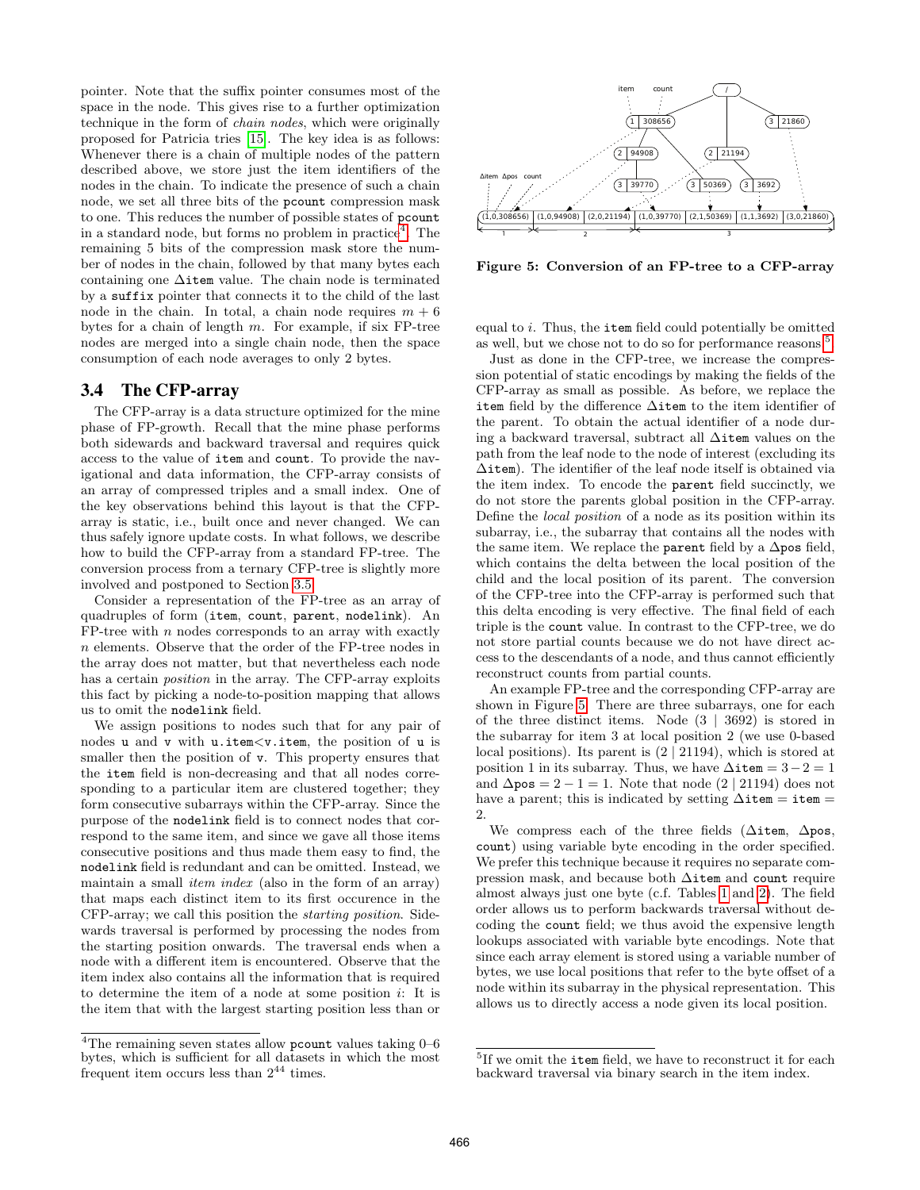pointer. Note that the suffix pointer consumes most of the space in the node. This gives rise to a further optimization technique in the form of *chain nodes*, which were originally proposed for Patricia tries [15]. The key idea is as follows: Whenever there is a chain of multiple nodes of the pattern described above, we store just the item identifiers of the nodes in the chain. To indicate the presence of such a chain node, we set all three bits of the `pcount` compression mask to one. This reduces the number of possible states of `pcount` in a standard node, but forms no problem in practice[4]. The remaining 5 bits of the compression mask store the number of nodes in the chain, followed by that many bytes each containing one Δ`item` value. The chain node is terminated by a `suffix` pointer that connects it to the child of the last node in the chain. In total, a chain node requires $m + 6$ bytes for a chain of length $m$. For example, if six FP-tree nodes are merged into a single chain node, then the space consumption of each node averages to only 2 bytes.

### 3.4 The CFP-array

The CFP-array is a data structure optimized for the mine phase of FP-growth. Recall that the mine phase performs both sidewards and backward traversal and requires quick access to the value of `item` and `count`. To provide the navigational and data information, the CFP-array consists of an array of compressed triples and a small index. One of the key observations behind this layout is that the CFP-array is static, i.e., built once and never changed. We can thus safely ignore update costs. In what follows, we describe how to build the CFP-array from a standard FP-tree. The conversion process from a ternary CFP-tree is slightly more involved and postponed to Section 3.5.

Consider a representation of the FP-tree as an array of quadruples of form (`item`, `count`, `parent`, `nodelink`). An FP-tree with $n$ nodes corresponds to an array with exactly $n$ elements. Observe that the order of the FP-tree nodes in the array does not matter, but that nevertheless each node has a certain *position* in the array. The CFP-array exploits this fact by picking a node-to-position mapping that allows us to omit the `nodelink` field.

We assign positions to nodes such that for any pair of nodes `u` and `v` with `u.item<v.item`, the position of `u` is smaller then the position of `v`. This property ensures that the `item` field is non-decreasing and that all nodes corresponding to a particular item are clustered together; they form consecutive subarrays within the CFP-array. Since the purpose of the `nodelink` field is to connect nodes that correspond to the same item, and since we gave all those items consecutive positions and thus made them easy to find, the `nodelink` field is redundant and can be omitted. Instead, we maintain a small *item index* (also in the form of an array) that maps each distinct item to its first occurence in the CFP-array; we call this position the *starting position*. Sidewards traversal is performed by processing the nodes from the starting position onwards. The traversal ends when a node with a different item is encountered. Observe that the item index also contains all the information that is required to determine the item of a node at some position $i$: It is the item that with the largest starting position less than or equal to $i$. Thus, the `item` field could potentially be omitted as well, but we chose not to do so for performance reasons[5].

Figure 5: Conversion of an FP-tree to a CFP-array

Just as done in the CFP-tree, we increase the compression potential of static encodings by making the fields of the CFP-array as small as possible. As before, we replace the `item` field by the difference Δ`item` to the item identifier of the parent. To obtain the actual identifier of a node during a backward traversal, subtract all Δ`item` values on the path from the leaf node to the node of interest (excluding its Δ`item`). The identifier of the leaf node itself is obtained via the item index. To encode the `parent` field succinctly, we do not store the parents global position in the CFP-array. Define the *local position* of a node as its position within its subarray, i.e., the subarray that contains all the nodes with the same item. We replace the `parent` field by a Δ`pos` field, which contains the delta between the local position of the child and the local position of its parent. The conversion of the CFP-tree into the CFP-array is performed such that this delta encoding is very effective. The final field of each triple is the `count` value. In contrast to the CFP-tree, we do not store partial counts because we do not have direct access to the descendants of a node, and thus cannot efficiently reconstruct counts from partial counts.

An example FP-tree and the corresponding CFP-array are shown in Figure 5. There are three subarrays, one for each of the three distinct items. Node (3 | 3692) is stored in the subarray for item 3 at local position 2 (we use 0-based local positions). Its parent is (2 | 21194), which is stored at position 1 in its subarray. Thus, we have Δ`item` $= 3 - 2 = 1$ and Δ`pos` $= 2 - 1 = 1$. Note that node (2 | 21194) does not have a parent; this is indicated by setting Δ`item` = `item` = 2.

We compress each of the three fields (Δ`item`, Δ`pos`, `count`) using variable byte encoding in the order specified. We prefer this technique because it requires no separate compression mask, and because both Δ`item` and `count` require almost always just one byte (c.f. Tables 1 and 2). The field order allows us to perform backwards traversal without decoding the `count` field; we thus avoid the expensive length lookups associated with variable byte encodings. Note that since each array element is stored using a variable number of bytes, we use local positions that refer to the byte offset of a node within its subarray in the physical representation. This allows us to directly access a node given its local position.

[4] The remaining seven states allow `pcount` values taking 0–6 bytes, which is sufficient for all datasets in which the most frequent item occurs less than $2^{44}$ times.

[5] If we omit the `item` field, we have to reconstruct it for each backward traversal via binary search in the item index.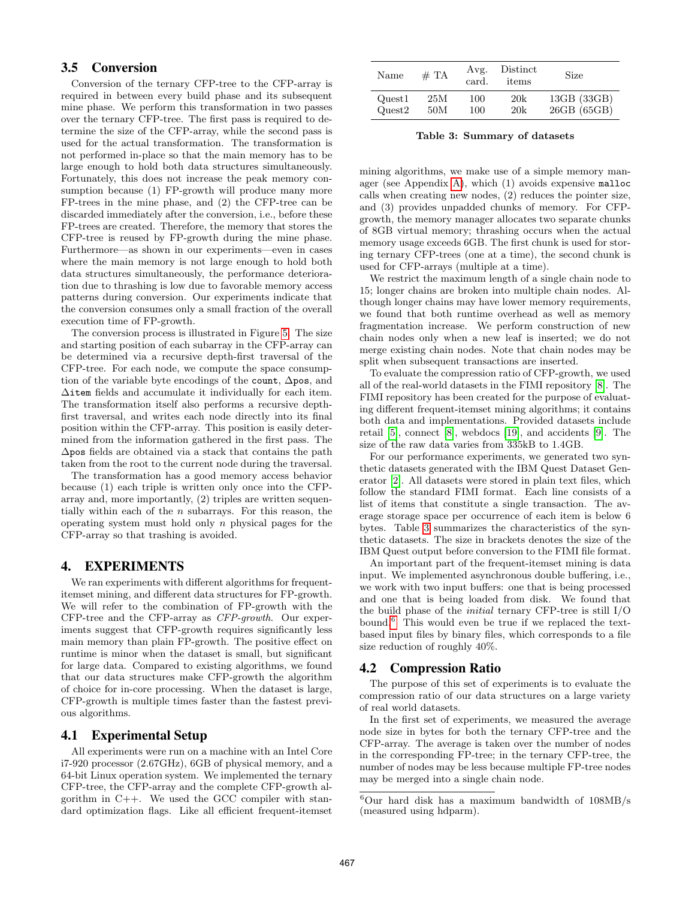### 3.5 Conversion

Conversion of the ternary CFP-tree to the CFP-array is required in between every build phase and its subsequent mine phase. We perform this transformation in two passes over the ternary CFP-tree. The first pass is required to determine the size of the CFP-array, while the second pass is used for the actual transformation. The transformation is not performed in-place so that the main memory has to be large enough to hold both data structures simultaneously. Fortunately, this does not increase the peak memory consumption because (1) FP-growth will produce many more FP-trees in the mine phase, and (2) the CFP-tree can be discarded immediately after the conversion, i.e., before these FP-trees are created. Therefore, the memory that stores the CFP-tree is reused by FP-growth during the mine phase. Furthermore—as shown in our experiments—even in cases where the main memory is not large enough to hold both data structures simultaneously, the performance deterioration due to thrashing is low due to favorable memory access patterns during conversion. Our experiments indicate that the conversion consumes only a small fraction of the overall execution time of FP-growth.

The conversion process is illustrated in Figure 5. The size and starting position of each subarray in the CFP-array can be determined via a recursive depth-first traversal of the CFP-tree. For each node, we compute the space consumption of the variable byte encodings of the `count`, $\Delta$`pos`, and $\Delta$`item` fields and accumulate it individually for each item. The transformation itself also performs a recursive depth-first traversal, and writes each node directly into its final position within the CFP-array. This position is easily determined from the information gathered in the first pass. The $\Delta$`pos` fields are obtained via a stack that contains the path taken from the root to the current node during the traversal.

The transformation has a good memory access behavior because (1) each triple is written only once into the CFP-array and, more importantly, (2) triples are written sequentially within each of the $n$ subarrays. For this reason, the operating system must hold only $n$ physical pages for the CFP-array so that trashing is avoided.

## 4. EXPERIMENTS

We ran experiments with different algorithms for frequent-itemset mining, and different data structures for FP-growth. We will refer to the combination of FP-growth with the CFP-tree and the CFP-array as *CFP-growth*. Our experiments suggest that CFP-growth requires significantly less main memory than plain FP-growth. The positive effect on runtime is minor when the dataset is small, but significant for large data. Compared to existing algorithms, we found that our data structures make CFP-growth the algorithm of choice for in-core processing. When the dataset is large, CFP-growth is multiple times faster than the fastest previous algorithms.

### 4.1 Experimental Setup

All experiments were run on a machine with an Intel Core i7-920 processor (2.67GHz), 6GB of physical memory, and a 64-bit Linux operation system. We implemented the ternary CFP-tree, the CFP-array and the complete CFP-growth algorithm in C++. We used the GCC compiler with standard optimization flags. Like all efficient frequent-itemset mining algorithms, we make use of a simple memory manager (see Appendix A), which (1) avoids expensive `malloc` calls when creating new nodes, (2) reduces the pointer size, and (3) provides unpadded chunks of memory. For CFP-growth, the memory manager allocates two separate chunks of 8GB virtual memory; thrashing occurs when the actual memory usage exceeds 6GB. The first chunk is used for storing ternary CFP-trees (one at a time), the second chunk is used for CFP-arrays (multiple at a time).

We restrict the maximum length of a single chain node to 15; longer chains are broken into multiple chain nodes. Although longer chains may have lower memory requirements, we found that both runtime overhead as well as memory fragmentation increase. We perform construction of new chain nodes only when a new leaf is inserted; we do not merge existing chain nodes. Note that chain nodes may be split when subsequent transactions are inserted.

To evaluate the compression ratio of CFP-growth, we used all of the real-world datasets in the FIMI repository [8]. The FIMI repository has been created for the purpose of evaluating different frequent-itemset mining algorithms; it contains both data and implementations. Provided datasets include retail [5], connect [8], webdocs [19], and accidents [9]. The size of the raw data varies from 335kB to 1.4GB.

For our performance experiments, we generated two synthetic datasets generated with the IBM Quest Dataset Generator [2]. All datasets were stored in plain text files, which follow the standard FIMI format. Each line consists of a list of items that constitute a single transaction. The average storage space per occurrence of each item is below 6 bytes. Table 3 summarizes the characteristics of the synthetic datasets. The size in brackets denotes the size of the IBM Quest output before conversion to the FIMI file format.

| Name | # TA | Avg. card. | Distinct items | Size |
|---|---|---|---|---|
| Quest1 | 25M | 100 | 20k | 13GB (33GB) |
| Quest2 | 50M | 100 | 20k | 26GB (65GB) |

**Table 3: Summary of datasets**

An important part of the frequent-itemset mining is data input. We implemented asynchronous double buffering, i.e., we work with two input buffers: one that is being processed and one that is being loaded from disk. We found that the build phase of the *initial* ternary CFP-tree is still I/O bound.[6] This would even be true if we replaced the text-based input files by binary files, which corresponds to a file size reduction of roughly 40%.

### 4.2 Compression Ratio

The purpose of this set of experiments is to evaluate the compression ratio of our data structures on a large variety of real world datasets.

In the first set of experiments, we measured the average node size in bytes for both the ternary CFP-tree and the CFP-array. The average is taken over the number of nodes in the corresponding FP-tree; in the ternary CFP-tree, the number of nodes may be less because multiple FP-tree nodes may be merged into a single chain node.

[6] Our hard disk has a maximum bandwidth of 108MB/s (measured using hdparm).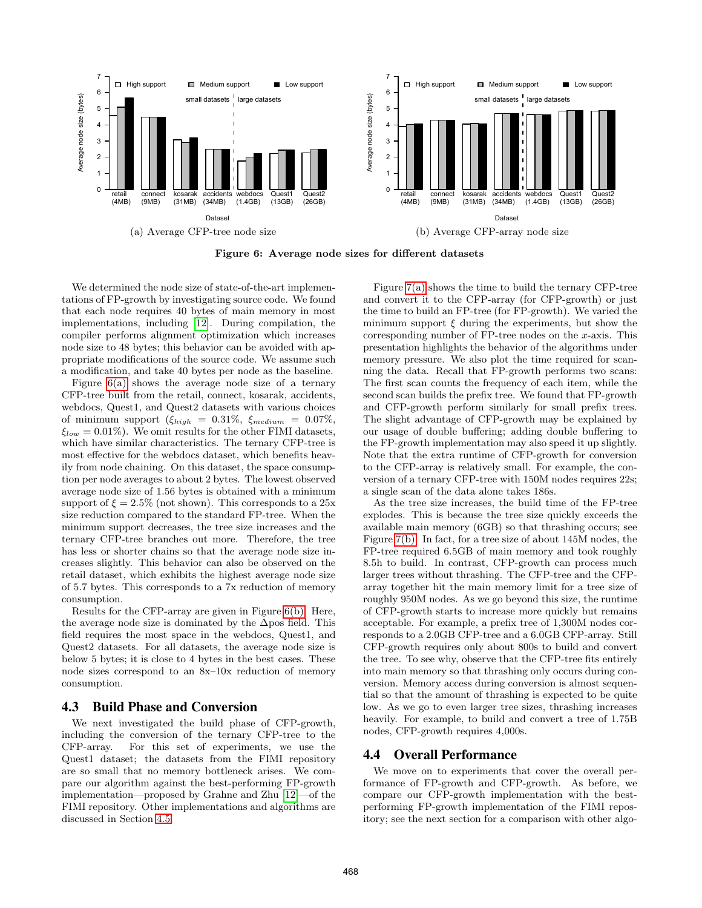Figure 6: Average node sizes for different datasets

(a) Average CFP-tree node size

(b) Average CFP-array node size

We determined the node size of state-of-the-art implementations of FP-growth by investigating source code. We found that each node requires 40 bytes of main memory in most implementations, including [12]. During compilation, the compiler performs alignment optimization which increases node size to 48 bytes; this behavior can be avoided with appropriate modifications of the source code. We assume such a modification, and take 40 bytes per node as the baseline.

Figure 6(a) shows the average node size of a ternary CFP-tree built from the retail, connect, kosarak, accidents, webdocs, Quest1, and Quest2 datasets with various choices of minimum support ($\xi_{high} = 0.31\%$, $\xi_{medium} = 0.07\%$, $\xi_{low} = 0.01\%$). We omit results for the other FIMI datasets, which have similar characteristics. The ternary CFP-tree is most effective for the webdocs dataset, which benefits heavily from node chaining. On this dataset, the space consumption per node averages to about 2 bytes. The lowest observed average node size of 1.56 bytes is obtained with a minimum support of $\xi = 2.5\%$ (not shown). This corresponds to a 25x size reduction compared to the standard FP-tree. When the minimum support decreases, the tree size increases and the ternary CFP-tree branches out more. Therefore, the tree has less or shorter chains so that the average node size increases slightly. This behavior can also be observed on the retail dataset, which exhibits the highest average node size of 5.7 bytes. This corresponds to a 7x reduction of memory consumption.

Results for the CFP-array are given in Figure 6(b). Here, the average node size is dominated by the $\Delta$pos field. This field requires the most space in the webdocs, Quest1, and Quest2 datasets. For all datasets, the average node size is below 5 bytes; it is close to 4 bytes in the best cases. These node sizes correspond to an 8x–10x reduction of memory consumption.

## 4.3 Build Phase and Conversion

We next investigated the build phase of CFP-growth, including the conversion of the ternary CFP-tree to the CFP-array. For this set of experiments, we use the Quest1 dataset; the datasets from the FIMI repository are so small that no memory bottleneck arises. We compare our algorithm against the best-performing FP-growth implementation—proposed by Grahne and Zhu [12]—of the FIMI repository. Other implementations and algorithms are discussed in Section 4.5.

Figure 7(a) shows the time to build the ternary CFP-tree and convert it to the CFP-array (for CFP-growth) or just the time to build an FP-tree (for FP-growth). We varied the minimum support $\xi$ during the experiments, but show the corresponding number of FP-tree nodes on the $x$-axis. This presentation highlights the behavior of the algorithms under memory pressure. We also plot the time required for scanning the data. Recall that FP-growth performs two scans: The first scan counts the frequency of each item, while the second scan builds the prefix tree. We found that FP-growth and CFP-growth perform similarly for small prefix trees. The slight advantage of CFP-growth may be explained by our usage of double buffering; adding double buffering to the FP-growth implementation may also speed it up slightly. Note that the extra runtime of CFP-growth for conversion to the CFP-array is relatively small. For example, the conversion of a ternary CFP-tree with 150M nodes requires 22s; a single scan of the data alone takes 186s.

As the tree size increases, the build time of the FP-tree explodes. This is because the tree size quickly exceeds the available main memory (6GB) so that thrashing occurs; see Figure 7(b). In fact, for a tree size of about 145M nodes, the FP-tree required 6.5GB of main memory and took roughly 8.5h to build. In contrast, CFP-growth can process much larger trees without thrashing. The CFP-tree and the CFP-array together hit the main memory limit for a tree size of roughly 950M nodes. As we go beyond this size, the runtime of CFP-growth starts to increase more quickly but remains acceptable. For example, a prefix tree of 1,300M nodes corresponds to a 2.0GB CFP-tree and a 6.0GB CFP-array. Still CFP-growth requires only about 800s to build and convert the tree. To see why, observe that the CFP-tree fits entirely into main memory so that thrashing only occurs during conversion. Memory access during conversion is almost sequential so that the amount of thrashing is expected to be quite low. As we go to even larger tree sizes, thrashing increases heavily. For example, to build and convert a tree of 1.75B nodes, CFP-growth requires 4,000s.

## 4.4 Overall Performance

We move on to experiments that cover the overall performance of FP-growth and CFP-growth. As before, we compare our CFP-growth implementation with the best-performing FP-growth implementation of the FIMI repository; see the next section for a comparison with other algo-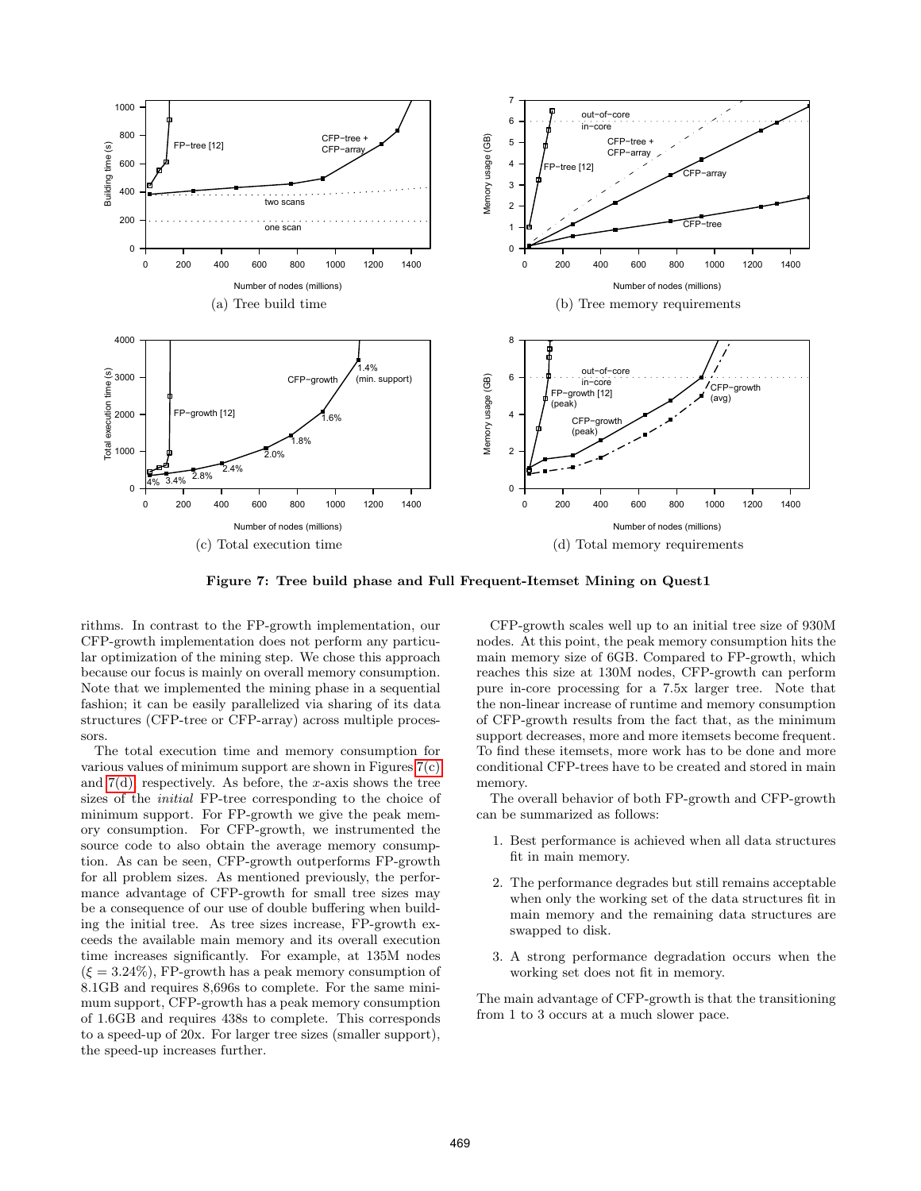(a) Tree build time

(b) Tree memory requirements

(c) Total execution time

(d) Total memory requirements

**Figure 7: Tree build phase and Full Frequent-Itemset Mining on Quest1**

rithms. In contrast to the FP-growth implementation, our CFP-growth implementation does not perform any particular optimization of the mining step. We chose this approach because our focus is mainly on overall memory consumption. Note that we implemented the mining phase in a sequential fashion; it can be easily parallelized via sharing of its data structures (CFP-tree or CFP-array) across multiple processors.

The total execution time and memory consumption for various values of minimum support are shown in Figures 7(c) and 7(d), respectively. As before, the $x$-axis shows the tree sizes of the *initial* FP-tree corresponding to the choice of minimum support. For FP-growth we give the peak memory consumption. For CFP-growth, we instrumented the source code to also obtain the average memory consumption. As can be seen, CFP-growth outperforms FP-growth for all problem sizes. As mentioned previously, the performance advantage of CFP-growth for small tree sizes may be a consequence of our use of double buffering when building the initial tree. As tree sizes increase, FP-growth exceeds the available main memory and its overall execution time increases significantly. For example, at 135M nodes ($\xi = 3.24\%$), FP-growth has a peak memory consumption of 8.1GB and requires 8,696s to complete. For the same minimum support, CFP-growth has a peak memory consumption of 1.6GB and requires 438s to complete. This corresponds to a speed-up of 20x. For larger tree sizes (smaller support), the speed-up increases further.

CFP-growth scales well up to an initial tree size of 930M nodes. At this point, the peak memory consumption hits the main memory size of 6GB. Compared to FP-growth, which reaches this size at 130M nodes, CFP-growth can perform pure in-core processing for a 7.5x larger tree. Note that the non-linear increase of runtime and memory consumption of CFP-growth results from the fact that, as the minimum support decreases, more and more itemsets become frequent. To find these itemsets, more work has to be done and more conditional CFP-trees have to be created and stored in main memory.

The overall behavior of both FP-growth and CFP-growth can be summarized as follows:

1. Best performance is achieved when all data structures fit in main memory.
2. The performance degrades but still remains acceptable when only the working set of the data structures fit in main memory and the remaining data structures are swapped to disk.
3. A strong performance degradation occurs when the working set does not fit in memory.

The main advantage of CFP-growth is that the transitioning from 1 to 3 occurs at a much slower pace.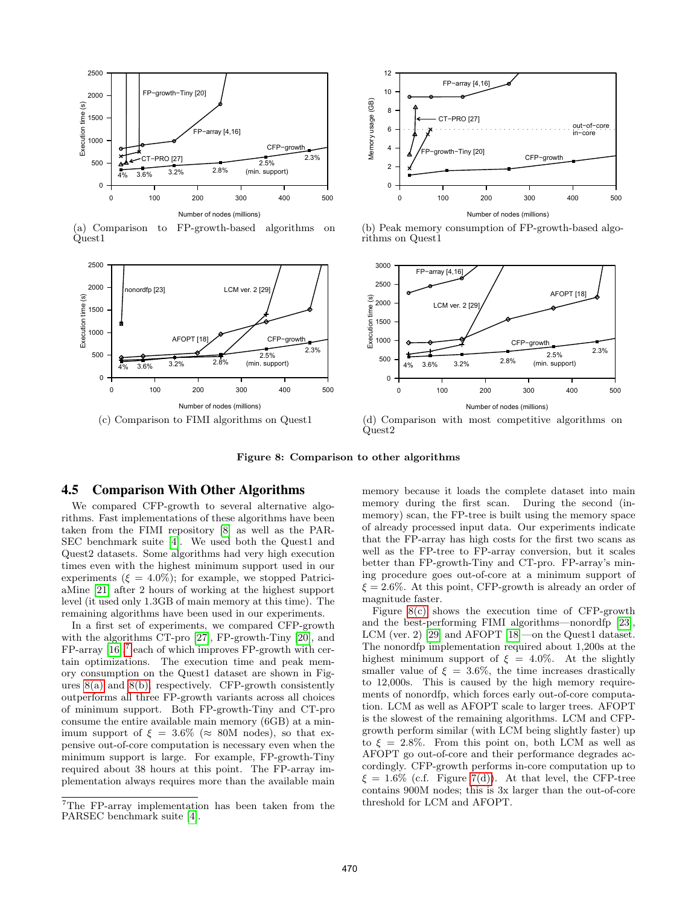(a) Comparison to FP-growth-based algorithms on Quest1

(b) Peak memory consumption of FP-growth-based algorithms on Quest1

(c) Comparison to FIMI algorithms on Quest1

(d) Comparison with most competitive algorithms on Quest2

**Figure 8: Comparison to other algorithms**

## 4.5 Comparison With Other Algorithms

We compared CFP-growth to several alternative algorithms. Fast implementations of these algorithms have been taken from the FIMI repository [8] as well as the PARSEC benchmark suite [4]. We used both the Quest1 and Quest2 datasets. Some algorithms had very high execution times even with the highest minimum support used in our experiments ($\xi = 4.0\%$); for example, we stopped PatriciaMine [21] after 2 hours of working at the highest support level (it used only 1.3GB of main memory at this time). The remaining algorithms have been used in our experiments.

In a first set of experiments, we compared CFP-growth with the algorithms CT-pro [27], FP-growth-Tiny [20], and FP-array [16],[7] each of which improves FP-growth with certain optimizations. The execution time and peak memory consumption on the Quest1 dataset are shown in Figures 8(a) and 8(b), respectively. CFP-growth consistently outperforms all three FP-growth variants across all choices of minimum support. Both FP-growth-Tiny and CT-pro consume the entire available main memory (6GB) at a minimum support of $\xi = 3.6\%$ ($\approx$ 80M nodes), so that expensive out-of-core computation is necessary even when the minimum support is large. For example, FP-growth-Tiny required about 38 hours at this point. The FP-array implementation always requires more than the available main memory because it loads the complete dataset into main memory during the first scan. During the second (in-memory) scan, the FP-tree is built using the memory space of already processed input data. Our experiments indicate that the FP-array has high costs for the first two scans as well as the FP-tree to FP-array conversion, but it scales better than FP-growth-Tiny and CT-pro. FP-array's mining procedure goes out-of-core at a minimum support of $\xi = 2.6\%$. At this point, CFP-growth is already an order of magnitude faster.

Figure 8(c) shows the execution time of CFP-growth and the best-performing FIMI algorithms—nonordfp [23], LCM (ver. 2) [29] and AFOPT [18]—on the Quest1 dataset. The nonordfp implementation required about 1,200s at the highest minimum support of $\xi = 4.0\%$. At the slightly smaller value of $\xi = 3.6\%$, the time increases drastically to 12,000s. This is caused by the high memory requirements of nonordfp, which forces early out-of-core computation. LCM as well as AFOPT scale to larger trees. AFOPT is the slowest of the remaining algorithms. LCM and CFP-growth perform similar (with LCM being slightly faster) up to $\xi = 2.8\%$. From this point on, both LCM as well as AFOPT go out-of-core and their performance degrades accordingly. CFP-growth performs in-core computation up to $\xi = 1.6\%$ (c.f. Figure 7(d)). At that level, the CFP-tree contains 900M nodes; this is 3x larger than the out-of-core threshold for LCM and AFOPT.

[7] The FP-array implementation has been taken from the PARSEC benchmark suite [4].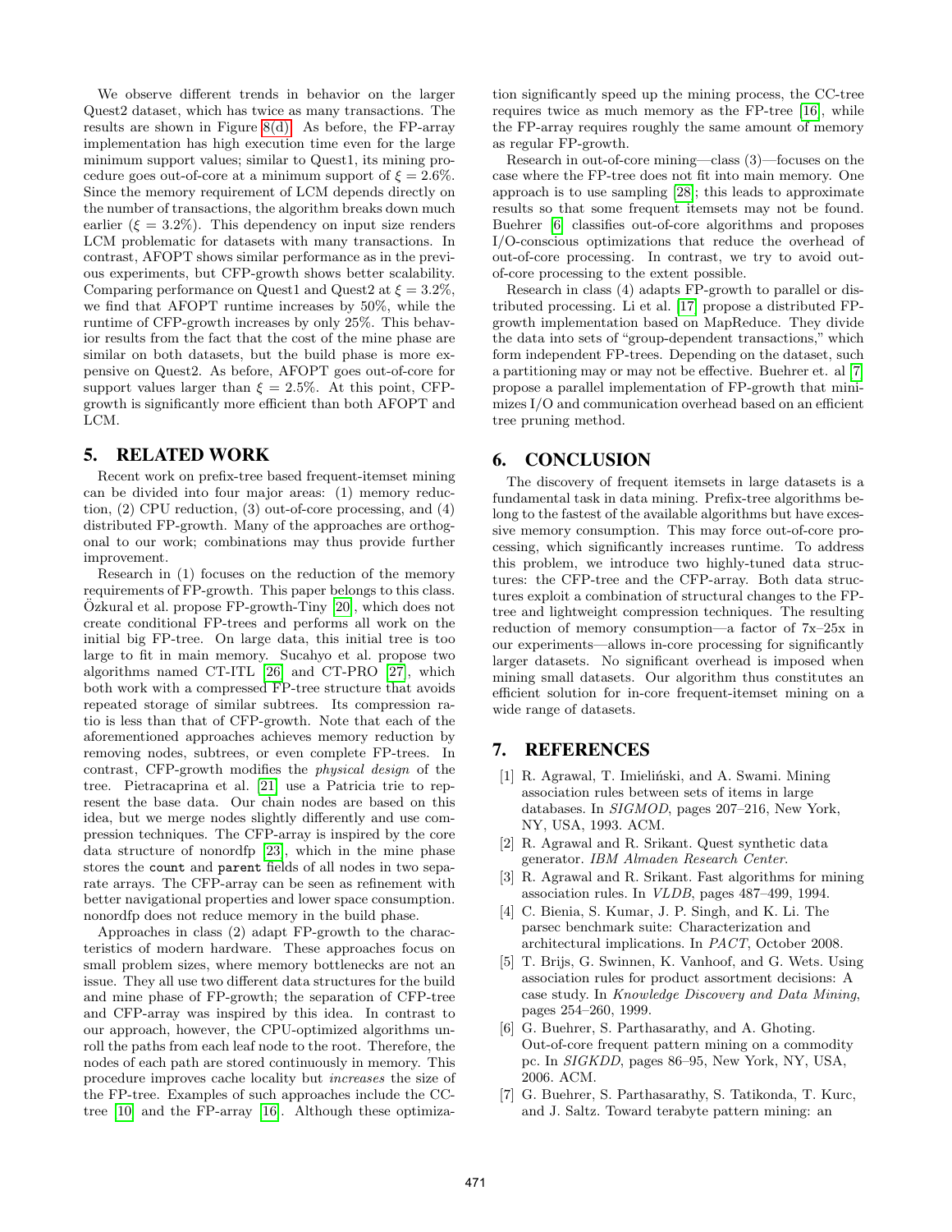We observe different trends in behavior on the larger Quest2 dataset, which has twice as many transactions. The results are shown in Figure 8(d). As before, the FP-array implementation has high execution time even for the large minimum support values; similar to Quest1, its mining procedure goes out-of-core at a minimum support of $\xi = 2.6\%$. Since the memory requirement of LCM depends directly on the number of transactions, the algorithm breaks down much earlier ($\xi = 3.2\%$). This dependency on input size renders LCM problematic for datasets with many transactions. In contrast, AFOPT shows similar performance as in the previous experiments, but CFP-growth shows better scalability. Comparing performance on Quest1 and Quest2 at $\xi = 3.2\%$, we find that AFOPT runtime increases by 50%, while the runtime of CFP-growth increases by only 25%. This behavior results from the fact that the cost of the mine phase are similar on both datasets, but the build phase is more expensive on Quest2. As before, AFOPT goes out-of-core for support values larger than $\xi = 2.5\%$. At this point, CFP-growth is significantly more efficient than both AFOPT and LCM.

## 5. RELATED WORK

Recent work on prefix-tree based frequent-itemset mining can be divided into four major areas: (1) memory reduction, (2) CPU reduction, (3) out-of-core processing, and (4) distributed FP-growth. Many of the approaches are orthogonal to our work; combinations may thus provide further improvement.

Research in (1) focuses on the reduction of the memory requirements of FP-growth. This paper belongs to this class. Özkural et al. propose FP-growth-Tiny [20], which does not create conditional FP-trees and performs all work on the initial big FP-tree. On large data, this initial tree is too large to fit in main memory. Sucahyo et al. propose two algorithms named CT-ITL [26] and CT-PRO [27], which both work with a compressed FP-tree structure that avoids repeated storage of similar subtrees. Its compression ratio is less than that of CFP-growth. Note that each of the aforementioned approaches achieves memory reduction by removing nodes, subtrees, or even complete FP-trees. In contrast, CFP-growth modifies the *physical design* of the tree. Pietracaprina et al. [21] use a Patricia trie to represent the base data. Our chain nodes are based on this idea, but we merge nodes slightly differently and use compression techniques. The CFP-array is inspired by the core data structure of nonordfp [23], which in the mine phase stores the `count` and `parent` fields of all nodes in two separate arrays. The CFP-array can be seen as refinement with better navigational properties and lower space consumption. nonordfp does not reduce memory in the build phase.

Approaches in class (2) adapt FP-growth to the characteristics of modern hardware. These approaches focus on small problem sizes, where memory bottlenecks are not an issue. They all use two different data structures for the build and mine phase of FP-growth; the separation of CFP-tree and CFP-array was inspired by this idea. In contrast to our approach, however, the CPU-optimized algorithms unroll the paths from each leaf node to the root. Therefore, the nodes of each path are stored continuously in memory. This procedure improves cache locality but *increases* the size of the FP-tree. Examples of such approaches include the CC-tree [10] and the FP-array [16]. Although these optimization significantly speed up the mining process, the CC-tree requires twice as much memory as the FP-tree [16], while the FP-array requires roughly the same amount of memory as regular FP-growth.

Research in out-of-core mining—class (3)—focuses on the case where the FP-tree does not fit into main memory. One approach is to use sampling [28]; this leads to approximate results so that some frequent itemsets may not be found. Buehrer [6] classifies out-of-core algorithms and proposes I/O-conscious optimizations that reduce the overhead of out-of-core processing. In contrast, we try to avoid out-of-core processing to the extent possible.

Research in class (4) adapts FP-growth to parallel or distributed processing. Li et al. [17] propose a distributed FP-growth implementation based on MapReduce. They divide the data into sets of "group-dependent transactions," which form independent FP-trees. Depending on the dataset, such a partitioning may or may not be effective. Buehrer et. al [7] propose a parallel implementation of FP-growth that minimizes I/O and communication overhead based on an efficient tree pruning method.

## 6. CONCLUSION

The discovery of frequent itemsets in large datasets is a fundamental task in data mining. Prefix-tree algorithms belong to the fastest of the available algorithms but have excessive memory consumption. This may force out-of-core processing, which significantly increases runtime. To address this problem, we introduce two highly-tuned data structures: the CFP-tree and the CFP-array. Both data structures exploit a combination of structural changes to the FP-tree and lightweight compression techniques. The resulting reduction of memory consumption—a factor of 7x–25x in our experiments—allows in-core processing for significantly larger datasets. No significant overhead is imposed when mining small datasets. Our algorithm thus constitutes an efficient solution for in-core frequent-itemset mining on a wide range of datasets.

## 7. REFERENCES

[1] R. Agrawal, T. Imieliński, and A. Swami. Mining association rules between sets of items in large databases. In *SIGMOD*, pages 207–216, New York, NY, USA, 1993. ACM.

[2] R. Agrawal and R. Srikant. Quest synthetic data generator. *IBM Almaden Research Center*.

[3] R. Agrawal and R. Srikant. Fast algorithms for mining association rules. In *VLDB*, pages 487–499, 1994.

[4] C. Bienia, S. Kumar, J. P. Singh, and K. Li. The parsec benchmark suite: Characterization and architectural implications. In *PACT*, October 2008.

[5] T. Brijs, G. Swinnen, K. Vanhoof, and G. Wets. Using association rules for product assortment decisions: A case study. In *Knowledge Discovery and Data Mining*, pages 254–260, 1999.

[6] G. Buehrer, S. Parthasarathy, and A. Ghoting. Out-of-core frequent pattern mining on a commodity pc. In *SIGKDD*, pages 86–95, New York, NY, USA, 2006. ACM.

[7] G. Buehrer, S. Parthasarathy, S. Tatikonda, T. Kurc, and J. Saltz. Toward terabyte pattern mining: an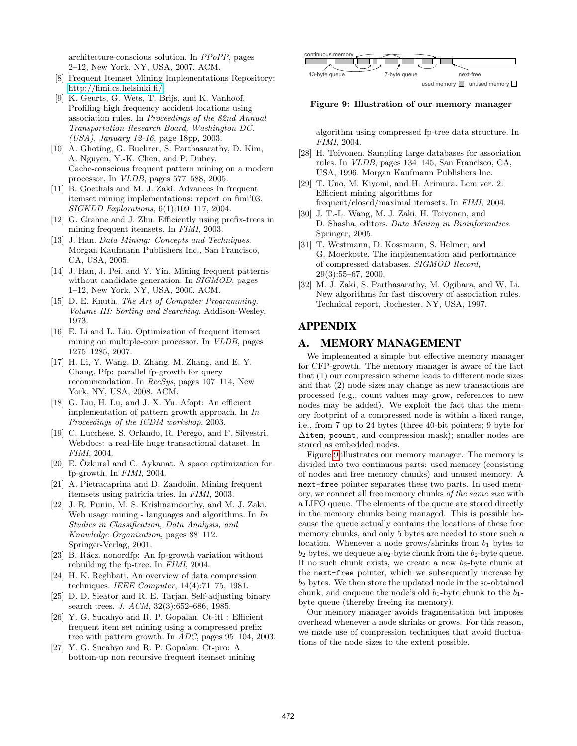architecture-conscious solution. In *PPoPP*, pages 2–12, New York, NY, USA, 2007. ACM.

[8] Frequent Itemset Mining Implementations Repository: http://fimi.cs.helsinki.fi/

[9] K. Geurts, G. Wets, T. Brijs, and K. Vanhoof. Profiling high frequency accident locations using association rules. In *Proceedings of the 82nd Annual Transportation Research Board, Washington DC. (USA), January 12-16*, page 18pp, 2003.

[10] A. Ghoting, G. Buehrer, S. Parthasarathy, D. Kim, A. Nguyen, Y.-K. Chen, and P. Dubey. Cache-conscious frequent pattern mining on a modern processor. In *VLDB*, pages 577–588, 2005.

[11] B. Goethals and M. J. Zaki. Advances in frequent itemset mining implementations: report on fimi'03. *SIGKDD Explorations*, 6(1):109–117, 2004.

[12] G. Grahne and J. Zhu. Efficiently using prefix-trees in mining frequent itemsets. In *FIMI*, 2003.

[13] J. Han. *Data Mining: Concepts and Techniques*. Morgan Kaufmann Publishers Inc., San Francisco, CA, USA, 2005.

[14] J. Han, J. Pei, and Y. Yin. Mining frequent patterns without candidate generation. In *SIGMOD*, pages 1–12, New York, NY, USA, 2000. ACM.

[15] D. E. Knuth. *The Art of Computer Programming, Volume III: Sorting and Searching*. Addison-Wesley, 1973.

[16] E. Li and L. Liu. Optimization of frequent itemset mining on multiple-core processor. In *VLDB*, pages 1275–1285, 2007.

[17] H. Li, Y. Wang, D. Zhang, M. Zhang, and E. Y. Chang. Pfp: parallel fp-growth for query recommendation. In *RecSys*, pages 107–114, New York, NY, USA, 2008. ACM.

[18] G. Liu, H. Lu, and J. X. Yu. Afopt: An efficient implementation of pattern growth approach. In *In Proceedings of the ICDM workshop*, 2003.

[19] C. Lucchese, S. Orlando, R. Perego, and F. Silvestri. Webdocs: a real-life huge transactional dataset. In *FIMI*, 2004.

[20] E. Özkural and C. Aykanat. A space optimization for fp-growth. In *FIMI*, 2004.

[21] A. Pietracaprina and D. Zandolin. Mining frequent itemsets using patricia tries. In *FIMI*, 2003.

[22] J. R. Punin, M. S. Krishnamoorthy, and M. J. Zaki. Web usage mining - languages and algorithms. In *In Studies in Classification, Data Analysis, and Knowledge Organization*, pages 88–112. Springer-Verlag, 2001.

[23] B. Rácz. nonordfp: An fp-growth variation without rebuilding the fp-tree. In *FIMI*, 2004.

[24] H. K. Reghbati. An overview of data compression techniques. *IEEE Computer*, 14(4):71–75, 1981.

[25] D. D. Sleator and R. E. Tarjan. Self-adjusting binary search trees. *J. ACM*, 32(3):652–686, 1985.

[26] Y. G. Sucahyo and R. P. Gopalan. Ct-itl : Efficient frequent item set mining using a compressed prefix tree with pattern growth. In *ADC*, pages 95–104, 2003.

[27] Y. G. Sucahyo and R. P. Gopalan. Ct-pro: A bottom-up non recursive frequent itemset mining algorithm using compressed fp-tree data structure. In *FIMI*, 2004.

[28] H. Toivonen. Sampling large databases for association rules. In *VLDB*, pages 134–145, San Francisco, CA, USA, 1996. Morgan Kaufmann Publishers Inc.

[29] T. Uno, M. Kiyomi, and H. Arimura. Lcm ver. 2: Efficient mining algorithms for frequent/closed/maximal itemsets. In *FIMI*, 2004.

[30] J. T.-L. Wang, M. J. Zaki, H. Toivonen, and D. Shasha, editors. *Data Mining in Bioinformatics*. Springer, 2005.

[31] T. Westmann, D. Kossmann, S. Helmer, and G. Moerkotte. The implementation and performance of compressed databases. *SIGMOD Record*, 29(3):55–67, 2000.

[32] M. J. Zaki, S. Parthasarathy, M. Ogihara, and W. Li. New algorithms for fast discovery of association rules. Technical report, Rochester, NY, USA, 1997.

continuous memory

13-byte queue

7-byte queue

next-free

used memory

unused memory

**Figure 9: Illustration of our memory manager**

# APPENDIX

# A. MEMORY MANAGEMENT

We implemented a simple but effective memory manager for CFP-growth. The memory manager is aware of the fact that (1) our compression scheme leads to different node sizes and that (2) node sizes may change as new transactions are processed (e.g., count values may grow, references to new nodes may be added). We exploit the fact that the memory footprint of a compressed node is within a fixed range, i.e., from 7 up to 24 bytes (three 40-bit pointers; 9 byte for $\Delta$`item`, `pcount`, and compression mask); smaller nodes are stored as embedded nodes.

Figure 9 illustrates our memory manager. The memory is divided into two continuous parts: used memory (consisting of nodes and free memory chunks) and unused memory. A `next-free` pointer separates these two parts. In used memory, we connect all free memory chunks *of the same size* with a LIFO queue. The elements of the queue are stored directly in the memory chunks being managed. This is possible because the queue actually contains the locations of these free memory chunks, and only 5 bytes are needed to store such a location. Whenever a node grows/shrinks from $b_1$ bytes to $b_2$ bytes, we dequeue a $b_2$-byte chunk from the $b_2$-byte queue. If no such chunk exists, we create a new $b_2$-byte chunk at the `next-free` pointer, which we subsequently increase by $b_2$ bytes. We then store the updated node in the so-obtained chunk, and enqueue the node's old $b_1$-byte chunk to the $b_1$-byte queue (thereby freeing its memory).

Our memory manager avoids fragmentation but imposes overhead whenever a node shrinks or grows. For this reason, we made use of compression techniques that avoid fluctuations of the node sizes to the extent possible.